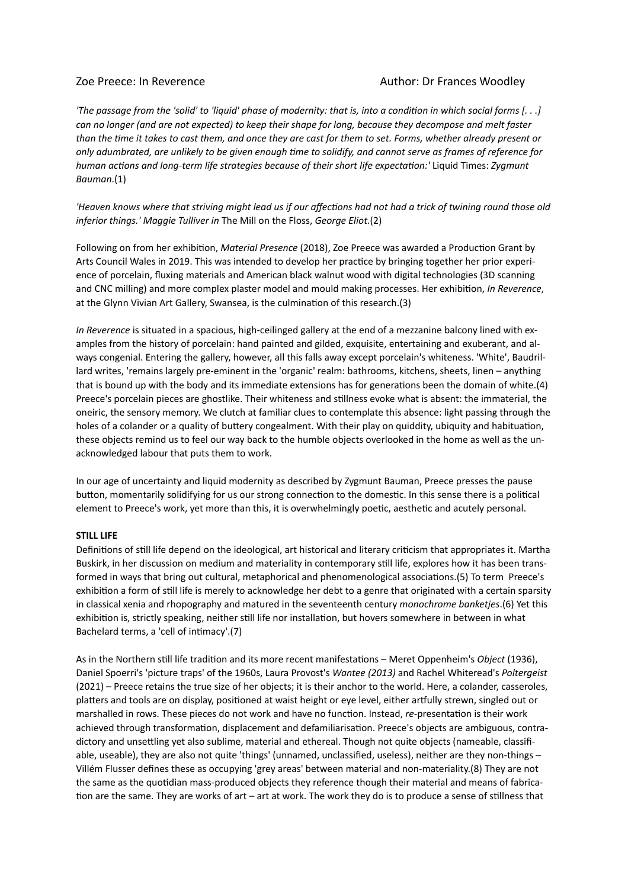Zoe Preece: In Reverence

Author: Dr Frances Woodley

*'The passage from the 'solid' to 'liquid' phase of modernity: that is, into a condition in which social forms [. . .] can no longer (and are not expected) to keep their shape for long, because they decompose and melt faster than the time it takes to cast them, and once they are cast for them to set. Forms, whether already present or only adumbrated, are unlikely to be given enough time to solidify, and cannot serve as frames of reference for human actions and long-term life strategies because of their short life expectation:'* Liquid Times: *Zygmunt Bauman*.(1)

*'Heaven knows where that striving might lead us if our affections had not had a trick of twining round those old inferior things.' Maggie Tulliver in* The Mill on the Floss, *George Eliot*.(2)

Following on from her exhibition, *Material Presence* (2018), Zoe Preece was awarded a Production Grant by Arts Council Wales in 2019. This was intended to develop her practice by bringing together her prior experience of porcelain, fluxing materials and American black walnut wood with digital technologies (3D scanning and CNC milling) and more complex plaster model and mould making processes. Her exhibition, *In Reverence*, at the Glynn Vivian Art Gallery, Swansea, is the culmination of this research.(3)

*In Reverence* is situated in a spacious, high-ceilinged gallery at the end of a mezzanine balcony lined with examples from the history of porcelain: hand painted and gilded, exquisite, entertaining and exuberant, and always congenial. Entering the gallery, however, all this falls away except porcelain's whiteness. 'White', Baudrillard writes, 'remains largely pre-eminent in the 'organic' realm: bathrooms, kitchens, sheets, linen – anything that is bound up with the body and its immediate extensions has for generations been the domain of white.(4) Preece's porcelain pieces are ghostlike. Their whiteness and stillness evoke what is absent: the immaterial, the oneiric, the sensory memory. We clutch at familiar clues to contemplate this absence: light passing through the holes of a colander or a quality of buttery congealment. With their play on quiddity, ubiquity and habituation, these objects remind us to feel our way back to the humble objects overlooked in the home as well as the unacknowledged labour that puts them to work.

In our age of uncertainty and liquid modernity as described by Zygmunt Bauman, Preece presses the pause button, momentarily solidifying for us our strong connection to the domestic. In this sense there is a political element to Preece's work, yet more than this, it is overwhelmingly poetic, aesthetic and acutely personal.

**STILL LIFE**

Definitions of still life depend on the ideological, art historical and literary criticism that appropriates it. Martha Buskirk, in her discussion on medium and materiality in contemporary still life, explores how it has been transformed in ways that bring out cultural, metaphorical and phenomenological associations.(5) To term Preece's exhibition a form of still life is merely to acknowledge her debt to a genre that originated with a certain sparsity in classical xenia and rhopography and matured in the seventeenth century *monochrome banketjes*.(6) Yet this exhibition is, strictly speaking, neither still life nor installation, but hovers somewhere in between in what Bachelard terms, a 'cell of intimacy'.(7)

As in the Northern still life tradition and its more recent manifestations – Meret Oppenheim's *Object* (1936), Daniel Spoerri's 'picture traps' of the 1960s, Laura Provost's *Wantee (2013)* and Rachel Whiteread's *Poltergeist* (2021) – Preece retains the true size of her objects; it is their anchor to the world. Here, a colander, casseroles, platters and tools are on display, positioned at waist height or eye level, either artfully strewn, singled out or marshalled in rows. These pieces do not work and have no function. Instead, *re*-presentation is their work achieved through transformation, displacement and defamiliarisation. Preece's objects are ambiguous, contradictory and unsettling yet also sublime, material and ethereal. Though not quite objects (nameable, classifiable, useable), they are also not quite 'things' (unnamed, unclassified, useless), neither are they non-things – Villém Flusser defines these as occupying 'grey areas' between material and non-materiality.(8) They are not the same as the quotidian mass-produced objects they reference though their material and means of fabrication are the same. They are works of art – art at work. The work they do is to produce a sense of stillness that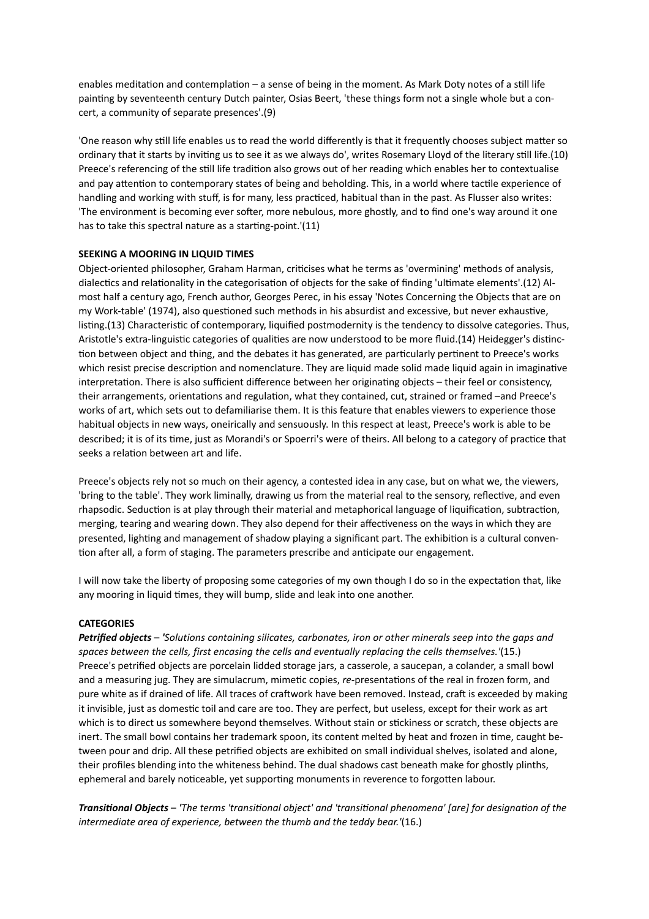enables meditation and contemplation – a sense of being in the moment. As Mark Doty notes of a still life painting by seventeenth century Dutch painter, Osias Beert, 'these things form not a single whole but a concert, a community of separate presences'.(9)

'One reason why still life enables us to read the world differently is that it frequently chooses subject matter so ordinary that it starts by inviting us to see it as we always do', writes Rosemary Lloyd of the literary still life.(10) Preece's referencing of the still life tradition also grows out of her reading which enables her to contextualise and pay attention to contemporary states of being and beholding. This, in a world where tactile experience of handling and working with stuff, is for many, less practiced, habitual than in the past. As Flusser also writes: 'The environment is becoming ever softer, more nebulous, more ghostly, and to find one's way around it one has to take this spectral nature as a starting-point.'(11)

**SEEKING A MOORING IN LIQUID TIMES**

Object-oriented philosopher, Graham Harman, criticises what he terms as 'overmining' methods of analysis, dialectics and relationality in the categorisation of objects for the sake of finding 'ultimate elements'.(12) Almost half a century ago, French author, Georges Perec, in his essay 'Notes Concerning the Objects that are on my Work-table' (1974), also questioned such methods in his absurdist and excessive, but never exhaustive, listing.(13) Characteristic of contemporary, liquified postmodernity is the tendency to dissolve categories. Thus, Aristotle's extra-linguistic categories of qualities are now understood to be more fluid.(14) Heidegger's distinction between object and thing, and the debates it has generated, are particularly pertinent to Preece's works which resist precise description and nomenclature. They are liquid made solid made liquid again in imaginative interpretation. There is also sufficient difference between her originating objects – their feel or consistency, their arrangements, orientations and regulation, what they contained, cut, strained or framed –and Preece's works of art, which sets out to defamiliarise them. It is this feature that enables viewers to experience those habitual objects in new ways, oneirically and sensuously. In this respect at least, Preece's work is able to be described; it is of its time, just as Morandi's or Spoerri's were of theirs. All belong to a category of practice that seeks a relation between art and life.

Preece's objects rely not so much on their agency, a contested idea in any case, but on what we, the viewers, 'bring to the table'. They work liminally, drawing us from the material real to the sensory, reflective, and even rhapsodic. Seduction is at play through their material and metaphorical language of liquification, subtraction, merging, tearing and wearing down. They also depend for their affectiveness on the ways in which they are presented, lighting and management of shadow playing a significant part. The exhibition is a cultural convention after all, a form of staging. The parameters prescribe and anticipate our engagement.

I will now take the liberty of proposing some categories of my own though I do so in the expectation that, like any mooring in liquid times, they will bump, slide and leak into one another.

**CATEGORIES**

***Petrified objects*** – *'Solutions containing silicates, carbonates, iron or other minerals seep into the gaps and spaces between the cells, first encasing the cells and eventually replacing the cells themselves.'*(15.)
Preece's petrified objects are porcelain lidded storage jars, a casserole, a saucepan, a colander, a small bowl and a measuring jug. They are simulacrum, mimetic copies, *re*-presentations of the real in frozen form, and pure white as if drained of life. All traces of craftwork have been removed. Instead, craft is exceeded by making it invisible, just as domestic toil and care are too. They are perfect, but useless, except for their work as art which is to direct us somewhere beyond themselves. Without stain or stickiness or scratch, these objects are inert. The small bowl contains her trademark spoon, its content melted by heat and frozen in time, caught between pour and drip. All these petrified objects are exhibited on small individual shelves, isolated and alone, their profiles blending into the whiteness behind. The dual shadows cast beneath make for ghostly plinths, ephemeral and barely noticeable, yet supporting monuments in reverence to forgotten labour.

***Transitional Objects*** – *'The terms 'transitional object' and 'transitional phenomena' [are] for designation of the intermediate area of experience, between the thumb and the teddy bear.'*(16.)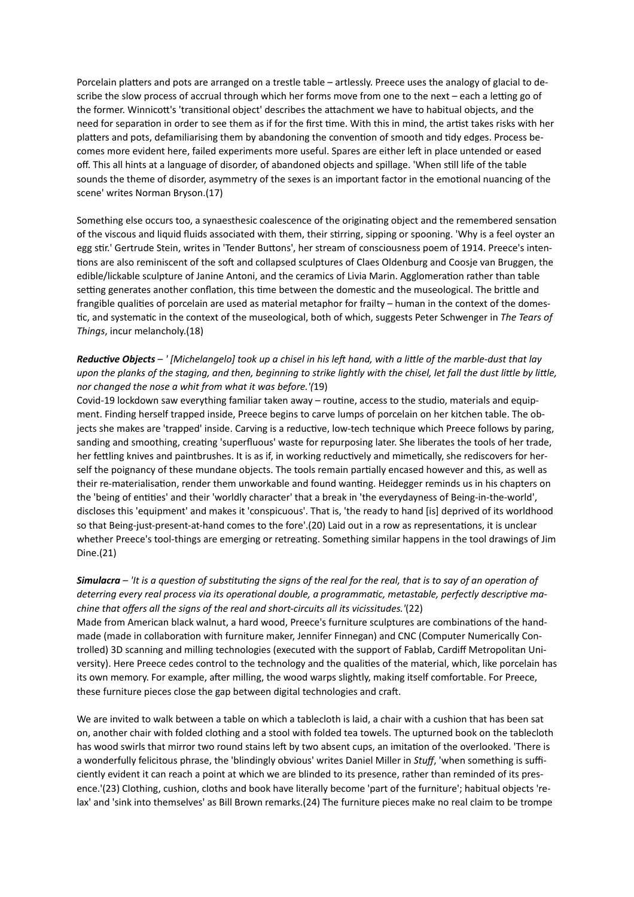Porcelain platters and pots are arranged on a trestle table – artlessly. Preece uses the analogy of glacial to describe the slow process of accrual through which her forms move from one to the next – each a letting go of the former. Winnicott's 'transitional object' describes the attachment we have to habitual objects, and the need for separation in order to see them as if for the first time. With this in mind, the artist takes risks with her platters and pots, defamiliarising them by abandoning the convention of smooth and tidy edges. Process becomes more evident here, failed experiments more useful. Spares are either left in place untended or eased off. This all hints at a language of disorder, of abandoned objects and spillage. 'When still life of the table sounds the theme of disorder, asymmetry of the sexes is an important factor in the emotional nuancing of the scene' writes Norman Bryson.(17)

Something else occurs too, a synaesthesic coalescence of the originating object and the remembered sensation of the viscous and liquid fluids associated with them, their stirring, sipping or spooning. 'Why is a feel oyster an egg stir.' Gertrude Stein, writes in 'Tender Buttons', her stream of consciousness poem of 1914. Preece's intentions are also reminiscent of the soft and collapsed sculptures of Claes Oldenburg and Coosje van Bruggen, the edible/lickable sculpture of Janine Antoni, and the ceramics of Livia Marin. Agglomeration rather than table setting generates another conflation, this time between the domestic and the museological. The brittle and frangible qualities of porcelain are used as material metaphor for frailty – human in the context of the domestic, and systematic in the context of the museological, both of which, suggests Peter Schwenger in *The Tears of Things*, incur melancholy.(18)

***Reductive Objects*** *– ' [Michelangelo] took up a chisel in his left hand, with a little of the marble-dust that lay upon the planks of the staging, and then, beginning to strike lightly with the chisel, let fall the dust little by little, nor changed the nose a whit from what it was before.'*(19)
Covid-19 lockdown saw everything familiar taken away – routine, access to the studio, materials and equipment. Finding herself trapped inside, Preece begins to carve lumps of porcelain on her kitchen table. The objects she makes are 'trapped' inside. Carving is a reductive, low-tech technique which Preece follows by paring, sanding and smoothing, creating 'superfluous' waste for repurposing later. She liberates the tools of her trade, her fettling knives and paintbrushes. It is as if, in working reductively and mimetically, she rediscovers for herself the poignancy of these mundane objects. The tools remain partially encased however and this, as well as their re-materialisation, render them unworkable and found wanting. Heidegger reminds us in his chapters on the 'being of entities' and their 'worldly character' that a break in 'the everydayness of Being-in-the-world', discloses this 'equipment' and makes it 'conspicuous'. That is, 'the ready to hand [is] deprived of its worldhood so that Being-just-present-at-hand comes to the fore'.(20) Laid out in a row as representations, it is unclear whether Preece's tool-things are emerging or retreating. Something similar happens in the tool drawings of Jim Dine.(21)

***Simulacra*** *– 'It is a question of substituting the signs of the real for the real, that is to say of an operation of deterring every real process via its operational double, a programmatic, metastable, perfectly descriptive machine that offers all the signs of the real and short-circuits all its vicissitudes.'*(22)
Made from American black walnut, a hard wood, Preece's furniture sculptures are combinations of the handmade (made in collaboration with furniture maker, Jennifer Finnegan) and CNC (Computer Numerically Controlled) 3D scanning and milling technologies (executed with the support of Fablab, Cardiff Metropolitan University). Here Preece cedes control to the technology and the qualities of the material, which, like porcelain has its own memory. For example, after milling, the wood warps slightly, making itself comfortable. For Preece, these furniture pieces close the gap between digital technologies and craft.

We are invited to walk between a table on which a tablecloth is laid, a chair with a cushion that has been sat on, another chair with folded clothing and a stool with folded tea towels. The upturned book on the tablecloth has wood swirls that mirror two round stains left by two absent cups, an imitation of the overlooked. 'There is a wonderfully felicitous phrase, the 'blindingly obvious' writes Daniel Miller in *Stuff*, 'when something is sufficiently evident it can reach a point at which we are blinded to its presence, rather than reminded of its presence.'(23) Clothing, cushion, cloths and book have literally become 'part of the furniture'; habitual objects 'relax' and 'sink into themselves' as Bill Brown remarks.(24) The furniture pieces make no real claim to be trompe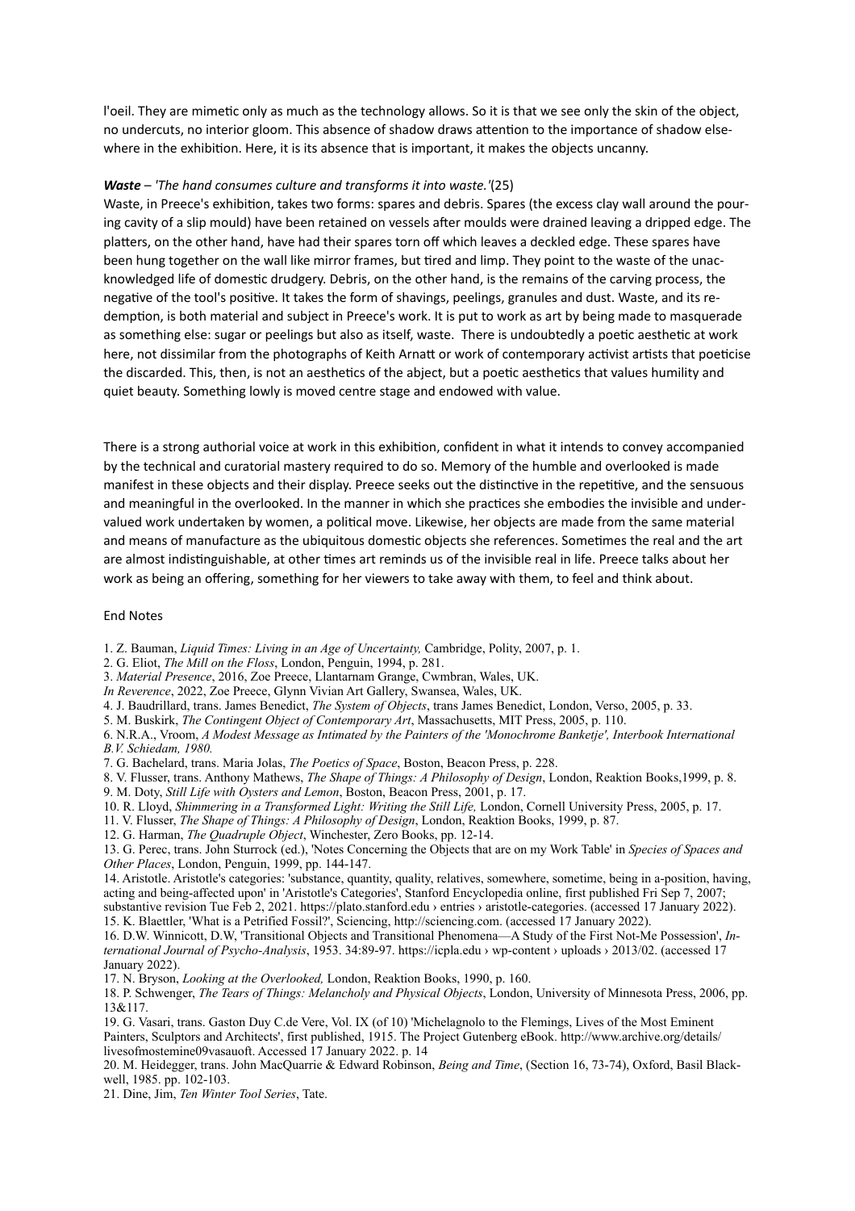l'oeil. They are mimetic only as much as the technology allows. So it is that we see only the skin of the object, no undercuts, no interior gloom. This absence of shadow draws attention to the importance of shadow elsewhere in the exhibition. Here, it is its absence that is important, it makes the objects uncanny.

***Waste*** *– 'The hand consumes culture and transforms it into waste.'*(25)
Waste, in Preece's exhibition, takes two forms: spares and debris. Spares (the excess clay wall around the pouring cavity of a slip mould) have been retained on vessels after moulds were drained leaving a dripped edge. The platters, on the other hand, have had their spares torn off which leaves a deckled edge. These spares have been hung together on the wall like mirror frames, but tired and limp. They point to the waste of the unacknowledged life of domestic drudgery. Debris, on the other hand, is the remains of the carving process, the negative of the tool's positive. It takes the form of shavings, peelings, granules and dust. Waste, and its redemption, is both material and subject in Preece's work. It is put to work as art by being made to masquerade as something else: sugar or peelings but also as itself, waste. There is undoubtedly a poetic aesthetic at work here, not dissimilar from the photographs of Keith Arnatt or work of contemporary activist artists that poeticise the discarded. This, then, is not an aesthetics of the abject, but a poetic aesthetics that values humility and quiet beauty. Something lowly is moved centre stage and endowed with value.

There is a strong authorial voice at work in this exhibition, confident in what it intends to convey accompanied by the technical and curatorial mastery required to do so. Memory of the humble and overlooked is made manifest in these objects and their display. Preece seeks out the distinctive in the repetitive, and the sensuous and meaningful in the overlooked. In the manner in which she practices she embodies the invisible and undervalued work undertaken by women, a political move. Likewise, her objects are made from the same material and means of manufacture as the ubiquitous domestic objects she references. Sometimes the real and the art are almost indistinguishable, at other times art reminds us of the invisible real in life. Preece talks about her work as being an offering, something for her viewers to take away with them, to feel and think about.

End Notes

1. Z. Bauman, *Liquid Times: Living in an Age of Uncertainty,* Cambridge, Polity, 2007, p. 1.
2. G. Eliot, *The Mill on the Floss*, London, Penguin, 1994, p. 281.
3. *Material Presence*, 2016, Zoe Preece, Llantarnam Grange, Cwmbran, Wales, UK.
*In Reverence*, 2022, Zoe Preece, Glynn Vivian Art Gallery, Swansea, Wales, UK.
4. J. Baudrillard, trans. James Benedict, *The System of Objects*, trans James Benedict, London, Verso, 2005, p. 33.
5. M. Buskirk, *The Contingent Object of Contemporary Art*, Massachusetts, MIT Press, 2005, p. 110.
6. N.R.A., Vroom, *A Modest Message as Intimated by the Painters of the 'Monochrome Banketje', Interbook International B.V. Schiedam, 1980.*
7. G. Bachelard, trans. Maria Jolas, *The Poetics of Space*, Boston, Beacon Press, p. 228.
8. V. Flusser, trans. Anthony Mathews, *The Shape of Things: A Philosophy of Design*, London, Reaktion Books,1999, p. 8.
9. M. Doty, *Still Life with Oysters and Lemon*, Boston, Beacon Press, 2001, p. 17.
10. R. Lloyd, *Shimmering in a Transformed Light: Writing the Still Life,* London, Cornell University Press, 2005, p. 17.
11. V. Flusser, *The Shape of Things: A Philosophy of Design*, London, Reaktion Books, 1999, p. 87.
12. G. Harman, *The Quadruple Object*, Winchester, Zero Books, pp. 12-14.
13. G. Perec, trans. John Sturrock (ed.), 'Notes Concerning the Objects that are on my Work Table' in *Species of Spaces and Other Places*, London, Penguin, 1999, pp. 144-147.
14. Aristotle. Aristotle's categories: 'substance, quantity, quality, relatives, somewhere, sometime, being in a-position, having, acting and being-affected upon' in 'Aristotle's Categories', Stanford Encyclopedia online, first published Fri Sep 7, 2007; substantive revision Tue Feb 2, 2021. https://plato.stanford.edu › entries › aristotle-categories. (accessed 17 January 2022).
15. K. Blaettler, 'What is a Petrified Fossil?', Sciencing, http://sciencing.com. (accessed 17 January 2022).
16. D.W. Winnicott, D.W, 'Transitional Objects and Transitional Phenomena—A Study of the First Not-Me Possession', *International Journal of Psycho-Analysis*, 1953. 34:89-97. https://icpla.edu › wp-content › uploads › 2013/02. (accessed 17 January 2022).
17. N. Bryson, *Looking at the Overlooked,* London, Reaktion Books, 1990, p. 160.
18. P. Schwenger, *The Tears of Things: Melancholy and Physical Objects*, London, University of Minnesota Press, 2006, pp. 13&117.
19. G. Vasari, trans. Gaston Duy C.de Vere, Vol. IX (of 10) 'Michelagnolo to the Flemings, Lives of the Most Eminent Painters, Sculptors and Architects', first published, 1915. The Project Gutenberg eBook. http://www.archive.org/details/livesofmostemine09vasauoft. Accessed 17 January 2022. p. 14
20. M. Heidegger, trans. John MacQuarrie & Edward Robinson, *Being and Time*, (Section 16, 73-74), Oxford, Basil Blackwell, 1985. pp. 102-103.
21. Dine, Jim, *Ten Winter Tool Series*, Tate.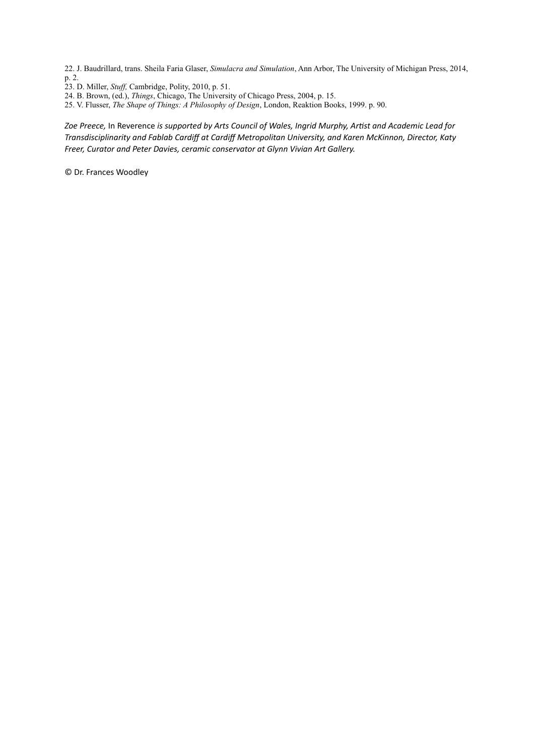22. J. Baudrillard, trans. Sheila Faria Glaser, *Simulacra and Simulation*, Ann Arbor, The University of Michigan Press, 2014, p. 2.

23. D. Miller, *Stuff,* Cambridge, Polity, 2010, p. 51.

24. B. Brown, (ed.), *Things*, Chicago, The University of Chicago Press, 2004, p. 15.

25. V. Flusser, *The Shape of Things: A Philosophy of Design*, London, Reaktion Books, 1999. p. 90.

*Zoe Preece,* In Reverence *is supported by Arts Council of Wales, Ingrid Murphy, Artist and Academic Lead for Transdisciplinarity and Fablab Cardiff at Cardiff Metropolitan University, and Karen McKinnon, Director, Katy Freer, Curator and Peter Davies, ceramic conservator at Glynn Vivian Art Gallery.*

© Dr. Frances Woodley